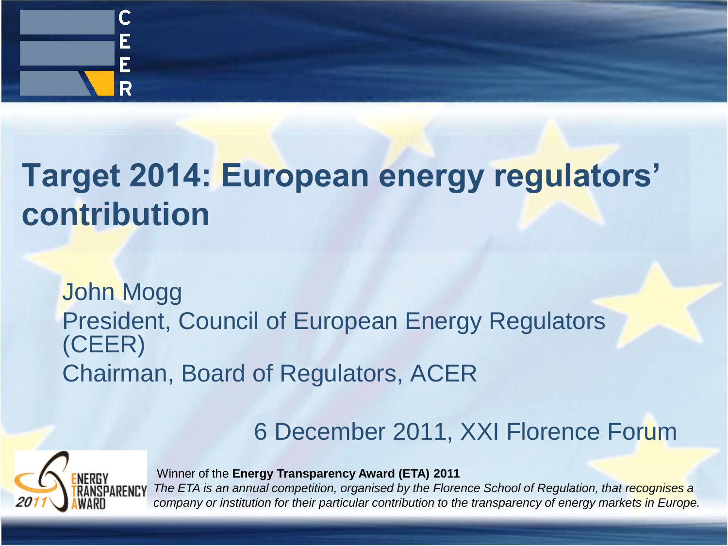# Target 2014: European energy regulators' contribution

John Mogg
President, Council of European Energy Regulators (CEER)
Chairman, Board of Regulators, ACER

6 December 2011, XXI Florence Forum

Winner of the **Energy Transparency Award (ETA) 2011**

*The ETA is an annual competition, organised by the Florence School of Regulation, that recognises a company or institution for their particular contribution to the transparency of energy markets in Europe.*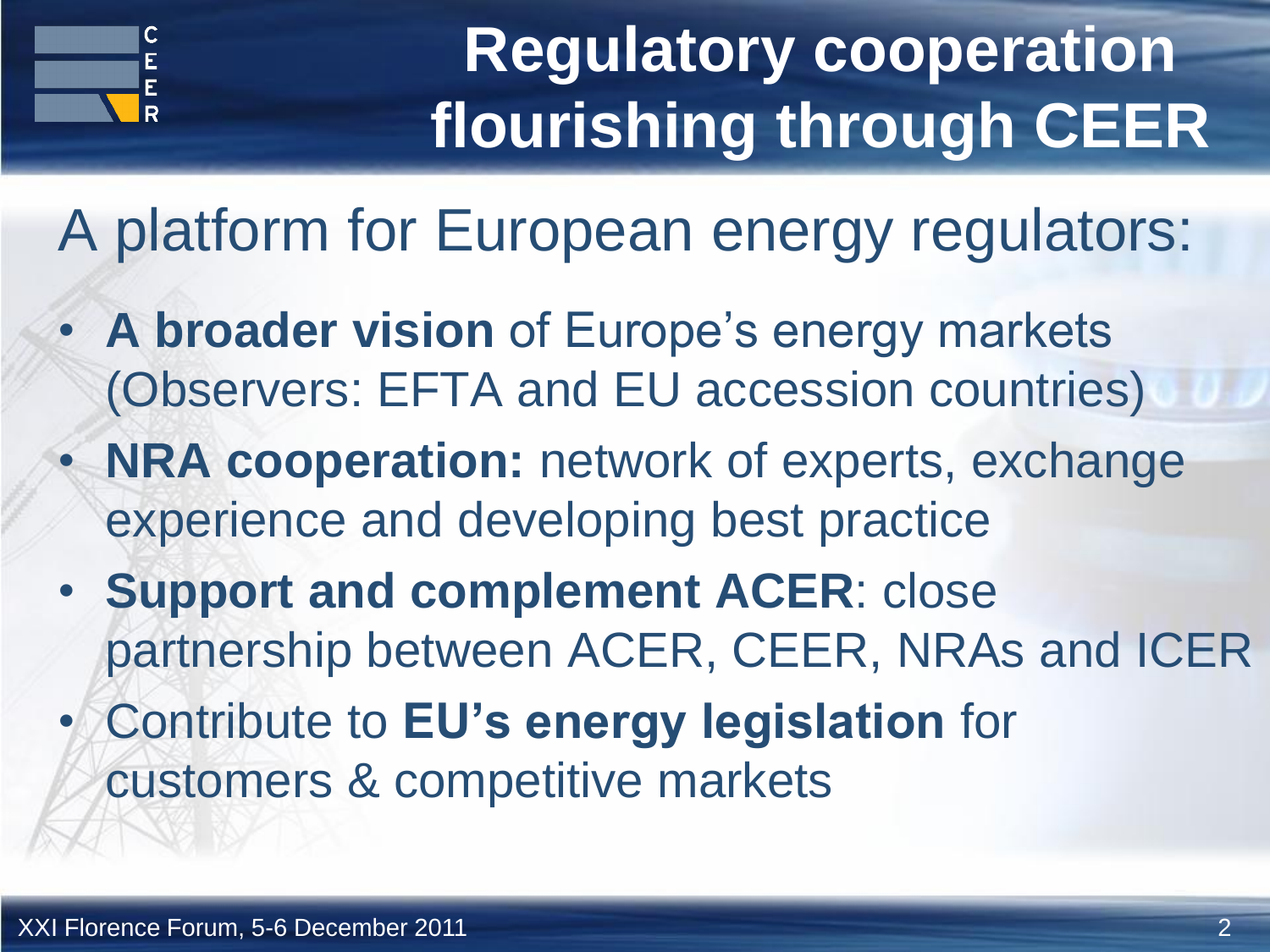# Regulatory cooperation flourishing through CEER

A platform for European energy regulators:

- **A broader vision** of Europe's energy markets (Observers: EFTA and EU accession countries)
- **NRA cooperation:** network of experts, exchange experience and developing best practice
- **Support and complement ACER**: close partnership between ACER, CEER, NRAs and ICER
- Contribute to **EU's energy legislation** for customers & competitive markets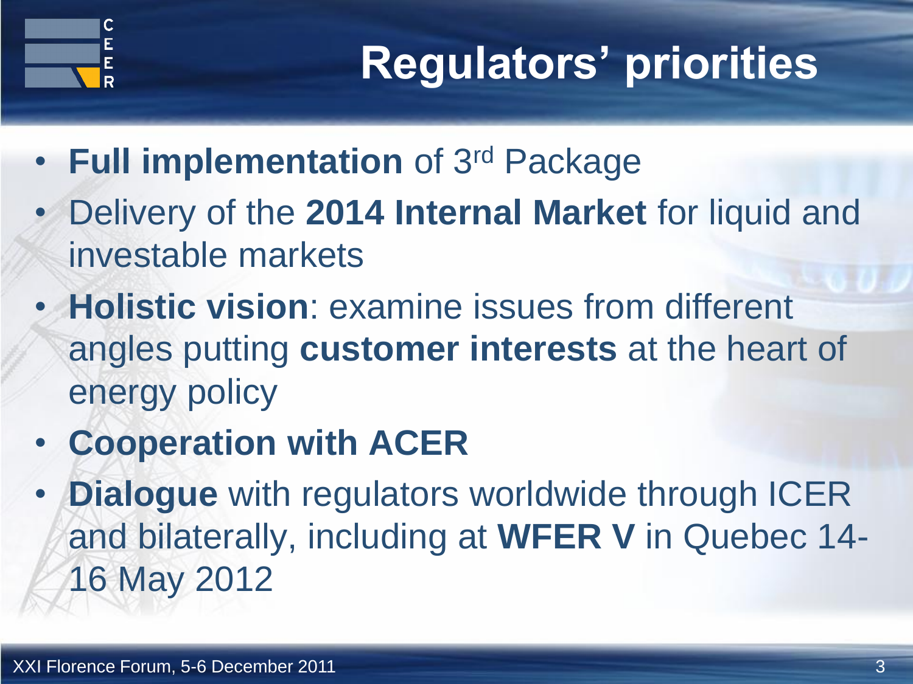# Regulators' priorities

- **Full implementation** of 3rd Package
- Delivery of the **2014 Internal Market** for liquid and investable markets
- **Holistic vision**: examine issues from different angles putting **customer interests** at the heart of energy policy
- **Cooperation with ACER**
- **Dialogue** with regulators worldwide through ICER and bilaterally, including at **WFER V** in Quebec 14-16 May 2012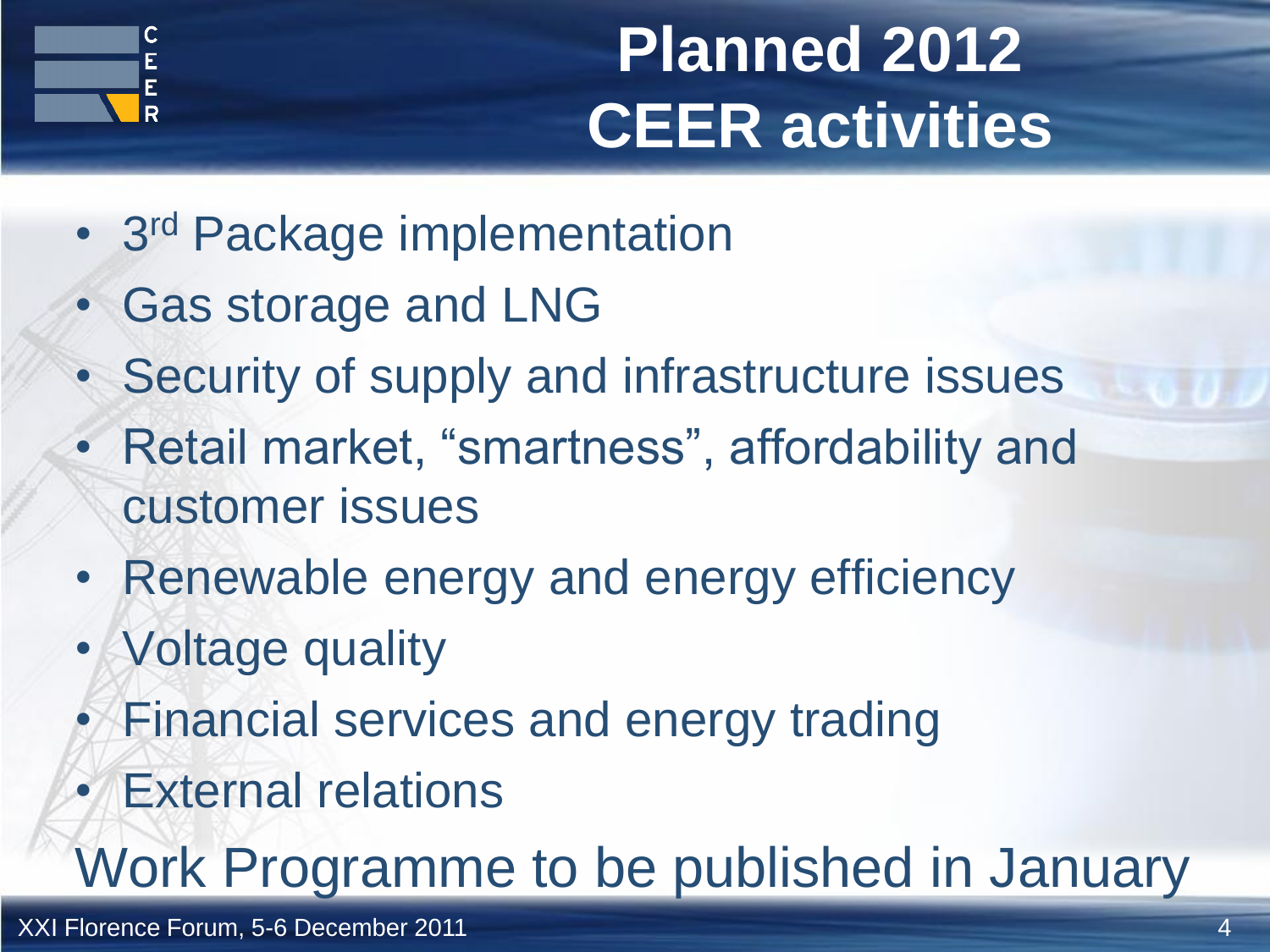# Planned 2012 CEER activities

- 3rd Package implementation
- Gas storage and LNG
- Security of supply and infrastructure issues
- Retail market, "smartness", affordability and customer issues
- Renewable energy and energy efficiency
- Voltage quality
- Financial services and energy trading
- External relations

Work Programme to be published in January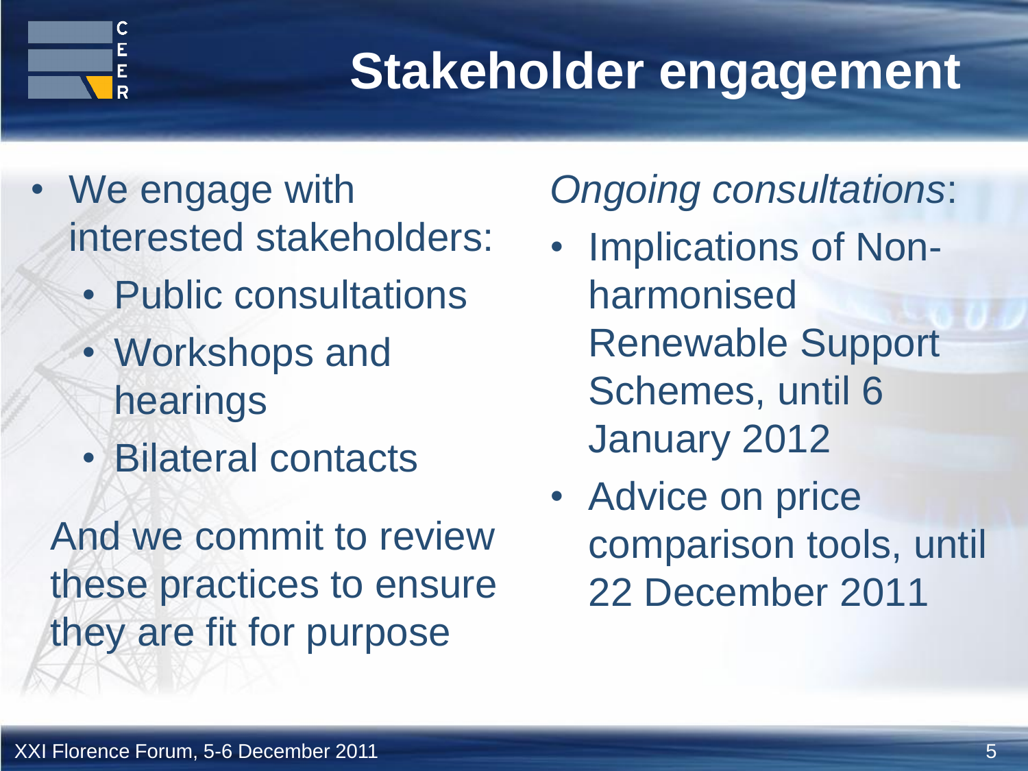# Stakeholder engagement

- We engage with interested stakeholders:
  - Public consultations
  - Workshops and hearings
  - Bilateral contacts

And we commit to review these practices to ensure they are fit for purpose

*Ongoing consultations*:

- Implications of Non-harmonised Renewable Support Schemes, until 6 January 2012
- Advice on price comparison tools, until 22 December 2011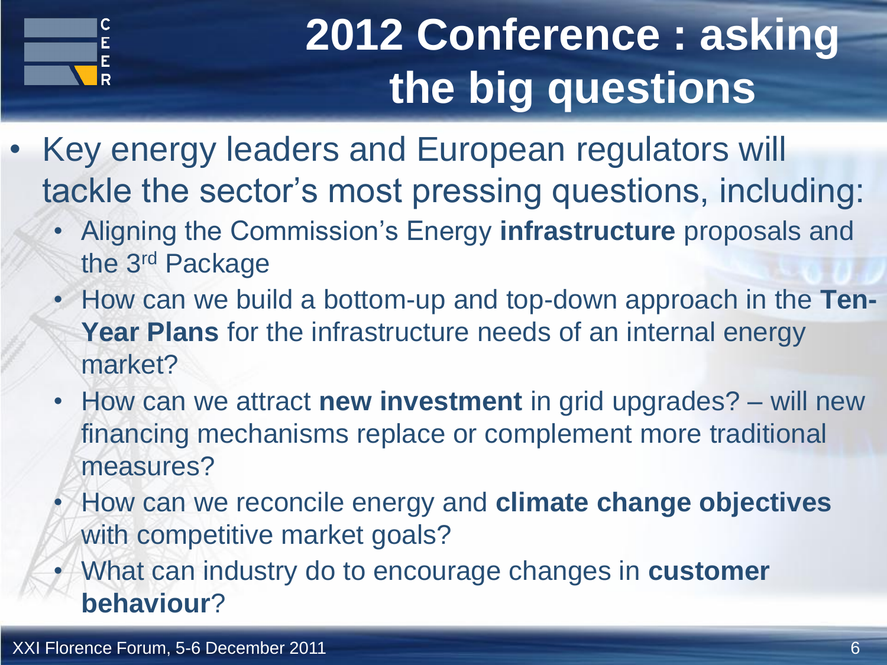# 2012 Conference : asking the big questions

- Key energy leaders and European regulators will tackle the sector's most pressing questions, including:
  - Aligning the Commission's Energy **infrastructure** proposals and the 3rd Package
  - How can we build a bottom-up and top-down approach in the **Ten-Year Plans** for the infrastructure needs of an internal energy market?
  - How can we attract **new investment** in grid upgrades? – will new financing mechanisms replace or complement more traditional measures?
  - How can we reconcile energy and **climate change objectives** with competitive market goals?
  - What can industry do to encourage changes in **customer behaviour**?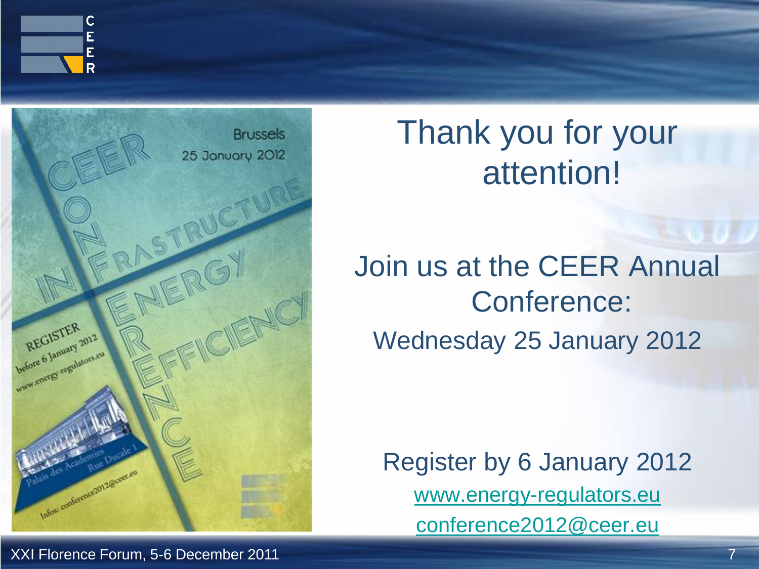# Thank you for your attention!

Join us at the CEER Annual Conference:

Wednesday 25 January 2012

Register by 6 January 2012

www.energy-regulators.eu

conference2012@ceer.eu